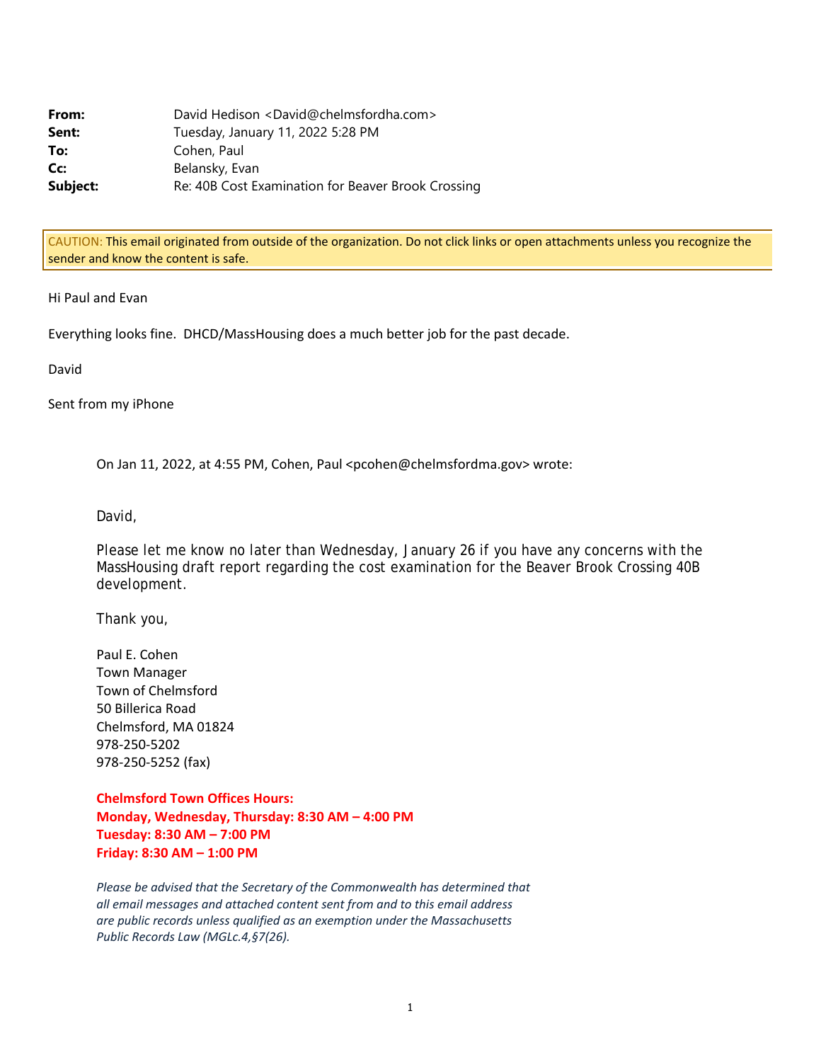**From:** David Hedison <David@chelmsfordha.com>
**Sent:** Tuesday, January 11, 2022 5:28 PM
**To:** Cohen, Paul
**Cc:** Belansky, Evan
**Subject:** Re: 40B Cost Examination for Beaver Brook Crossing

CAUTION: This email originated from outside of the organization. Do not click links or open attachments unless you recognize the sender and know the content is safe.

Hi Paul and Evan

Everything looks fine. DHCD/MassHousing does a much better job for the past decade.

David

Sent from my iPhone

> On Jan 11, 2022, at 4:55 PM, Cohen, Paul <pcohen@chelmsfordma.gov> wrote:
>
> David,
>
> Please let me know no later than Wednesday, January 26 if you have any concerns with the MassHousing draft report regarding the cost examination for the Beaver Brook Crossing 40B development.
>
> Thank you,
>
> Paul E. Cohen
> Town Manager
> Town of Chelmsford
> 50 Billerica Road
> Chelmsford, MA 01824
> 978-250-5202
> 978-250-5252 (fax)
>
> **Chelmsford Town Offices Hours:**
> **Monday, Wednesday, Thursday: 8:30 AM – 4:00 PM**
> **Tuesday: 8:30 AM – 7:00 PM**
> **Friday: 8:30 AM – 1:00 PM**
>
> *Please be advised that the Secretary of the Commonwealth has determined that all email messages and attached content sent from and to this email address are public records unless qualified as an exemption under the Massachusetts Public Records Law (MGLc.4,§7(26).*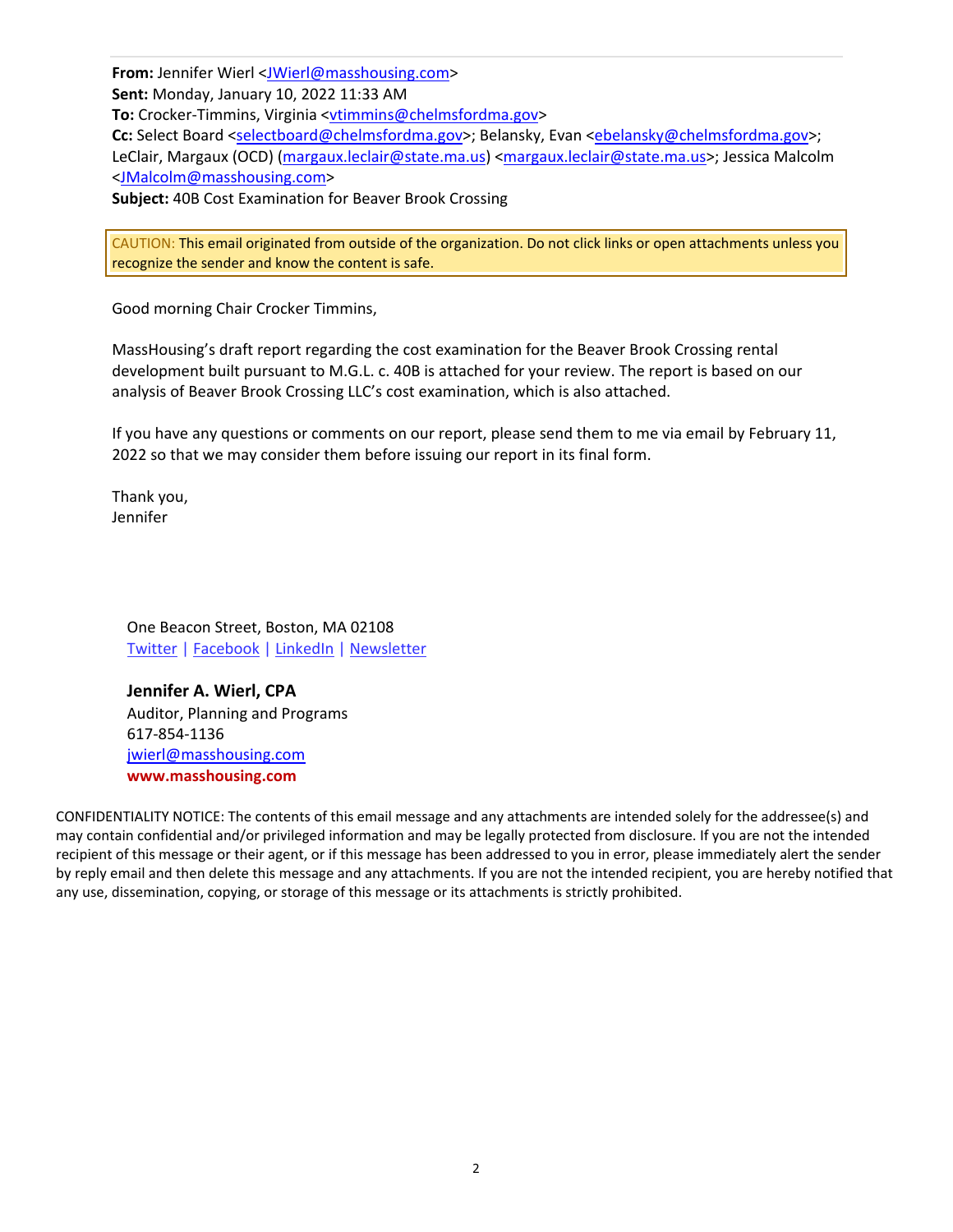**From:** Jennifer Wierl <JWierl@masshousing.com>
**Sent:** Monday, January 10, 2022 11:33 AM
**To:** Crocker-Timmins, Virginia <vtimmins@chelmsfordma.gov>
**Cc:** Select Board <selectboard@chelmsfordma.gov>; Belansky, Evan <ebelansky@chelmsfordma.gov>; LeClair, Margaux (OCD) (margaux.leclair@state.ma.us) <margaux.leclair@state.ma.us>; Jessica Malcolm <JMalcolm@masshousing.com>
**Subject:** 40B Cost Examination for Beaver Brook Crossing

CAUTION: This email originated from outside of the organization. Do not click links or open attachments unless you recognize the sender and know the content is safe.

Good morning Chair Crocker Timmins,

MassHousing's draft report regarding the cost examination for the Beaver Brook Crossing rental development built pursuant to M.G.L. c. 40B is attached for your review. The report is based on our analysis of Beaver Brook Crossing LLC's cost examination, which is also attached.

If you have any questions or comments on our report, please send them to me via email by February 11, 2022 so that we may consider them before issuing our report in its final form.

Thank you,
Jennifer

One Beacon Street, Boston, MA 02108
Twitter | Facebook | LinkedIn | Newsletter

**Jennifer A. Wierl, CPA**
Auditor, Planning and Programs
617-854-1136
jwierl@masshousing.com
**www.masshousing.com**

CONFIDENTIALITY NOTICE: The contents of this email message and any attachments are intended solely for the addressee(s) and may contain confidential and/or privileged information and may be legally protected from disclosure. If you are not the intended recipient of this message or their agent, or if this message has been addressed to you in error, please immediately alert the sender by reply email and then delete this message and any attachments. If you are not the intended recipient, you are hereby notified that any use, dissemination, copying, or storage of this message or its attachments is strictly prohibited.